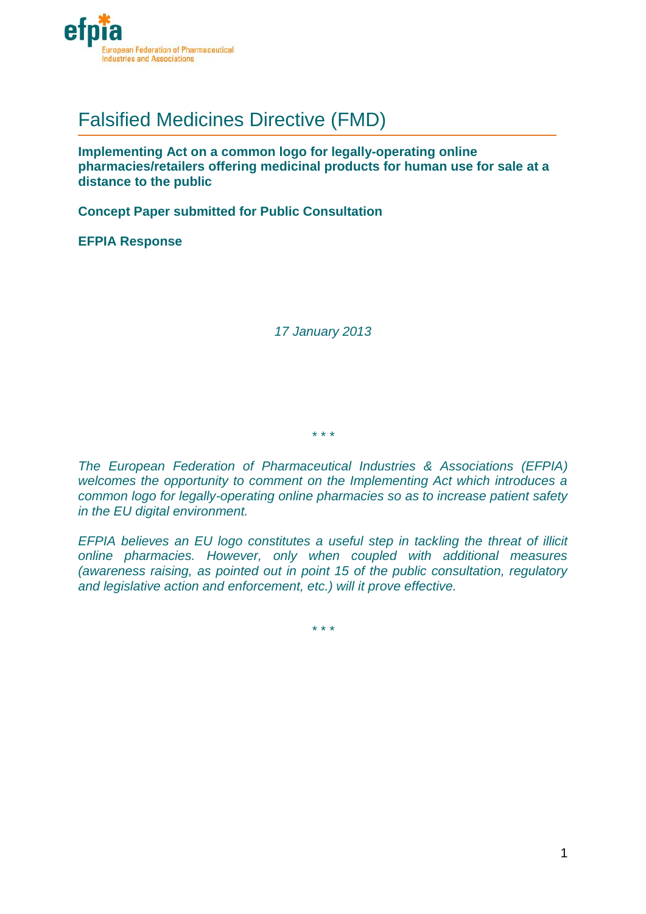efpia

European Federation of Pharmaceutical Industries and Associations

# Falsified Medicines Directive (FMD)

**Implementing Act on a common logo for legally-operating online pharmacies/retailers offering medicinal products for human use for sale at a distance to the public**

**Concept Paper submitted for Public Consultation**

**EFPIA Response**

*17 January 2013*

\* \* \*

*The European Federation of Pharmaceutical Industries & Associations (EFPIA) welcomes the opportunity to comment on the Implementing Act which introduces a common logo for legally-operating online pharmacies so as to increase patient safety in the EU digital environment.*

*EFPIA believes an EU logo constitutes a useful step in tackling the threat of illicit online pharmacies. However, only when coupled with additional measures (awareness raising, as pointed out in point 15 of the public consultation, regulatory and legislative action and enforcement, etc.) will it prove effective.*

\* \* \*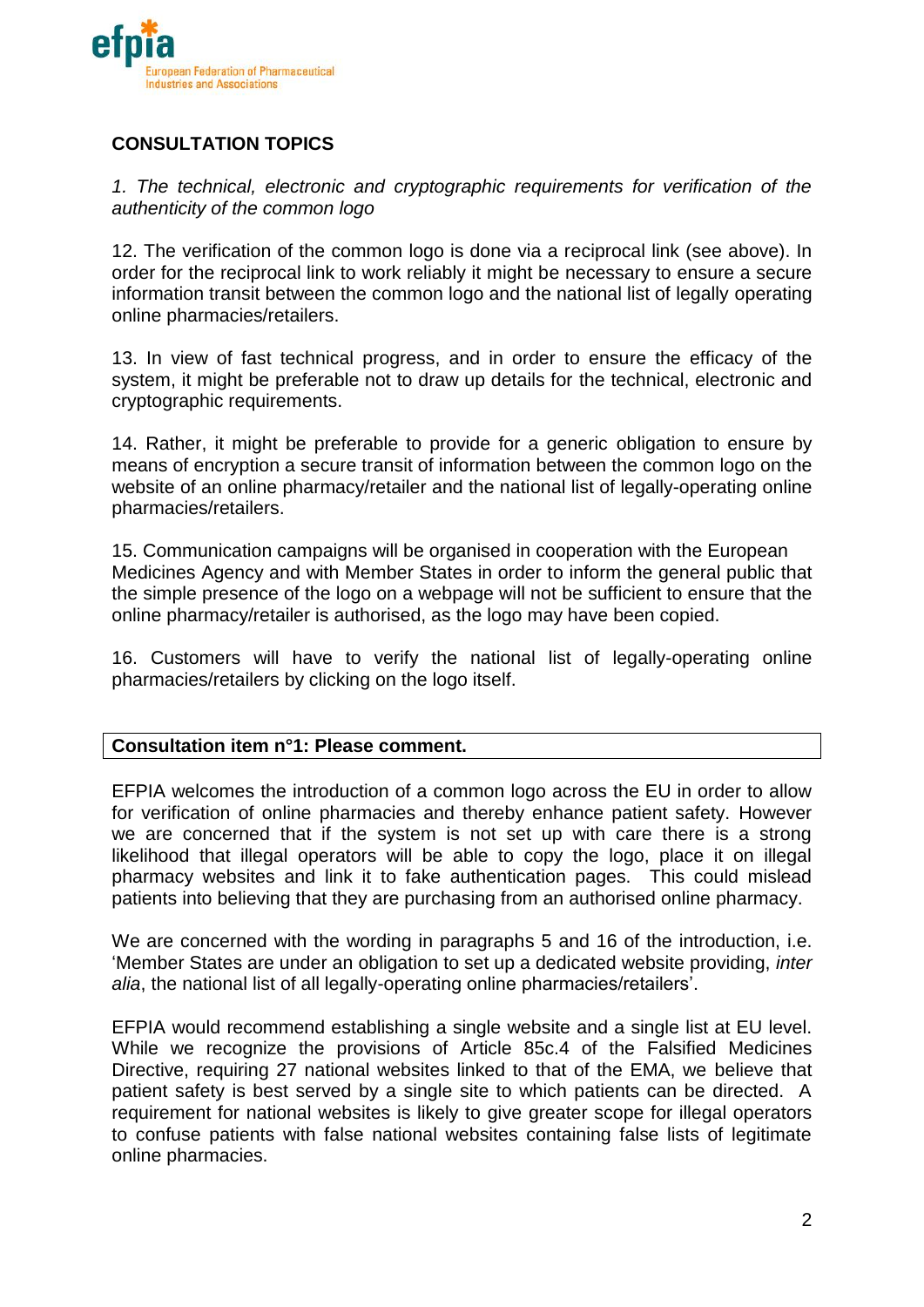## CONSULTATION TOPICS

*1. The technical, electronic and cryptographic requirements for verification of the authenticity of the common logo*

12. The verification of the common logo is done via a reciprocal link (see above). In order for the reciprocal link to work reliably it might be necessary to ensure a secure information transit between the common logo and the national list of legally operating online pharmacies/retailers.

13. In view of fast technical progress, and in order to ensure the efficacy of the system, it might be preferable not to draw up details for the technical, electronic and cryptographic requirements.

14. Rather, it might be preferable to provide for a generic obligation to ensure by means of encryption a secure transit of information between the common logo on the website of an online pharmacy/retailer and the national list of legally-operating online pharmacies/retailers.

15. Communication campaigns will be organised in cooperation with the European Medicines Agency and with Member States in order to inform the general public that the simple presence of the logo on a webpage will not be sufficient to ensure that the online pharmacy/retailer is authorised, as the logo may have been copied.

16. Customers will have to verify the national list of legally-operating online pharmacies/retailers by clicking on the logo itself.

| **Consultation item n°1: Please comment.** |
|---|

EFPIA welcomes the introduction of a common logo across the EU in order to allow for verification of online pharmacies and thereby enhance patient safety. However we are concerned that if the system is not set up with care there is a strong likelihood that illegal operators will be able to copy the logo, place it on illegal pharmacy websites and link it to fake authentication pages. This could mislead patients into believing that they are purchasing from an authorised online pharmacy.

We are concerned with the wording in paragraphs 5 and 16 of the introduction, i.e. 'Member States are under an obligation to set up a dedicated website providing, *inter alia*, the national list of all legally-operating online pharmacies/retailers'.

EFPIA would recommend establishing a single website and a single list at EU level. While we recognize the provisions of Article 85c.4 of the Falsified Medicines Directive, requiring 27 national websites linked to that of the EMA, we believe that patient safety is best served by a single site to which patients can be directed. A requirement for national websites is likely to give greater scope for illegal operators to confuse patients with false national websites containing false lists of legitimate online pharmacies.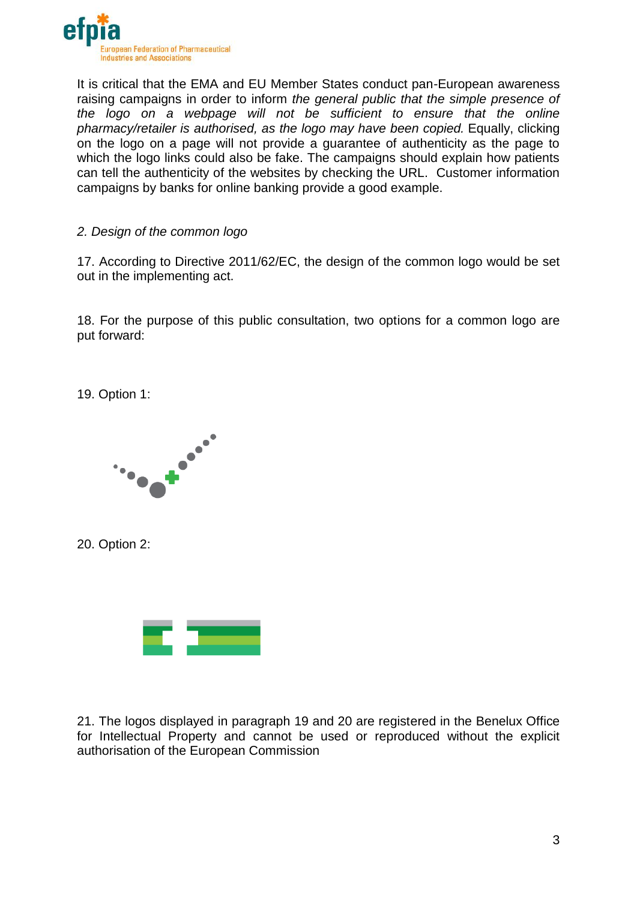It is critical that the EMA and EU Member States conduct pan-European awareness raising campaigns in order to inform *the general public that the simple presence of the logo on a webpage will not be sufficient to ensure that the online pharmacy/retailer is authorised, as the logo may have been copied.* Equally, clicking on the logo on a page will not provide a guarantee of authenticity as the page to which the logo links could also be fake. The campaigns should explain how patients can tell the authenticity of the websites by checking the URL. Customer information campaigns by banks for online banking provide a good example.

*2. Design of the common logo*

17. According to Directive 2011/62/EC, the design of the common logo would be set out in the implementing act.

18. For the purpose of this public consultation, two options for a common logo are put forward:

19. Option 1:

20. Option 2:

21. The logos displayed in paragraph 19 and 20 are registered in the Benelux Office for Intellectual Property and cannot be used or reproduced without the explicit authorisation of the European Commission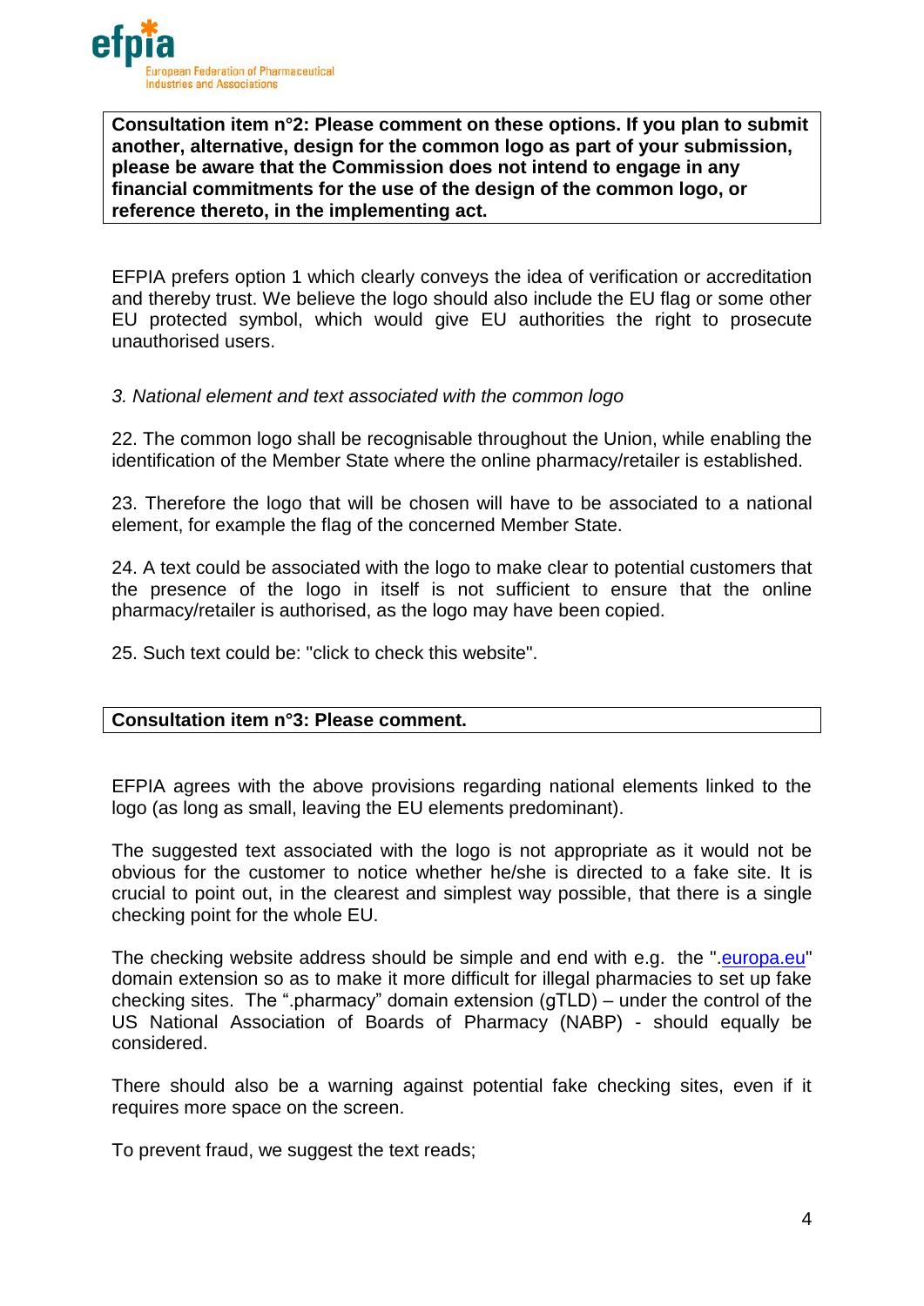**Consultation item n°2: Please comment on these options. If you plan to submit another, alternative, design for the common logo as part of your submission, please be aware that the Commission does not intend to engage in any financial commitments for the use of the design of the common logo, or reference thereto, in the implementing act.**

EFPIA prefers option 1 which clearly conveys the idea of verification or accreditation and thereby trust. We believe the logo should also include the EU flag or some other EU protected symbol, which would give EU authorities the right to prosecute unauthorised users.

*3. National element and text associated with the common logo*

22. The common logo shall be recognisable throughout the Union, while enabling the identification of the Member State where the online pharmacy/retailer is established.

23. Therefore the logo that will be chosen will have to be associated to a national element, for example the flag of the concerned Member State.

24. A text could be associated with the logo to make clear to potential customers that the presence of the logo in itself is not sufficient to ensure that the online pharmacy/retailer is authorised, as the logo may have been copied.

25. Such text could be: "click to check this website".

**Consultation item n°3: Please comment.**

EFPIA agrees with the above provisions regarding national elements linked to the logo (as long as small, leaving the EU elements predominant).

The suggested text associated with the logo is not appropriate as it would not be obvious for the customer to notice whether he/she is directed to a fake site. It is crucial to point out, in the clearest and simplest way possible, that there is a single checking point for the whole EU.

The checking website address should be simple and end with e.g. the ".europa.eu" domain extension so as to make it more difficult for illegal pharmacies to set up fake checking sites. The ".pharmacy" domain extension (gTLD) – under the control of the US National Association of Boards of Pharmacy (NABP) - should equally be considered.

There should also be a warning against potential fake checking sites, even if it requires more space on the screen.

To prevent fraud, we suggest the text reads;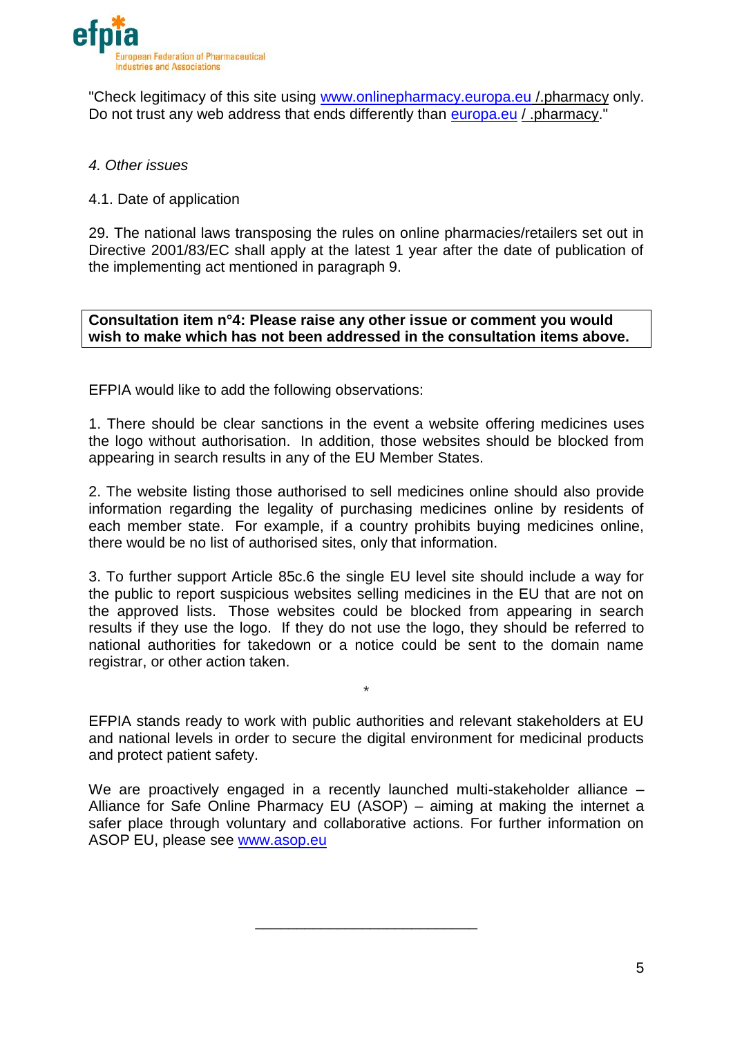"Check legitimacy of this site using www.onlinepharmacy.europa.eu /.pharmacy only. Do not trust any web address that ends differently than europa.eu / .pharmacy."

*4. Other issues*

4.1. Date of application

29. The national laws transposing the rules on online pharmacies/retailers set out in Directive 2001/83/EC shall apply at the latest 1 year after the date of publication of the implementing act mentioned in paragraph 9.

**Consultation item n°4: Please raise any other issue or comment you would wish to make which has not been addressed in the consultation items above.**

EFPIA would like to add the following observations:

1. There should be clear sanctions in the event a website offering medicines uses the logo without authorisation. In addition, those websites should be blocked from appearing in search results in any of the EU Member States.

2. The website listing those authorised to sell medicines online should also provide information regarding the legality of purchasing medicines online by residents of each member state. For example, if a country prohibits buying medicines online, there would be no list of authorised sites, only that information.

3. To further support Article 85c.6 the single EU level site should include a way for the public to report suspicious websites selling medicines in the EU that are not on the approved lists. Those websites could be blocked from appearing in search results if they use the logo. If they do not use the logo, they should be referred to national authorities for takedown or a notice could be sent to the domain name registrar, or other action taken.

*

EFPIA stands ready to work with public authorities and relevant stakeholders at EU and national levels in order to secure the digital environment for medicinal products and protect patient safety.

We are proactively engaged in a recently launched multi-stakeholder alliance – Alliance for Safe Online Pharmacy EU (ASOP) – aiming at making the internet a safer place through voluntary and collaborative actions. For further information on ASOP EU, please see www.asop.eu

---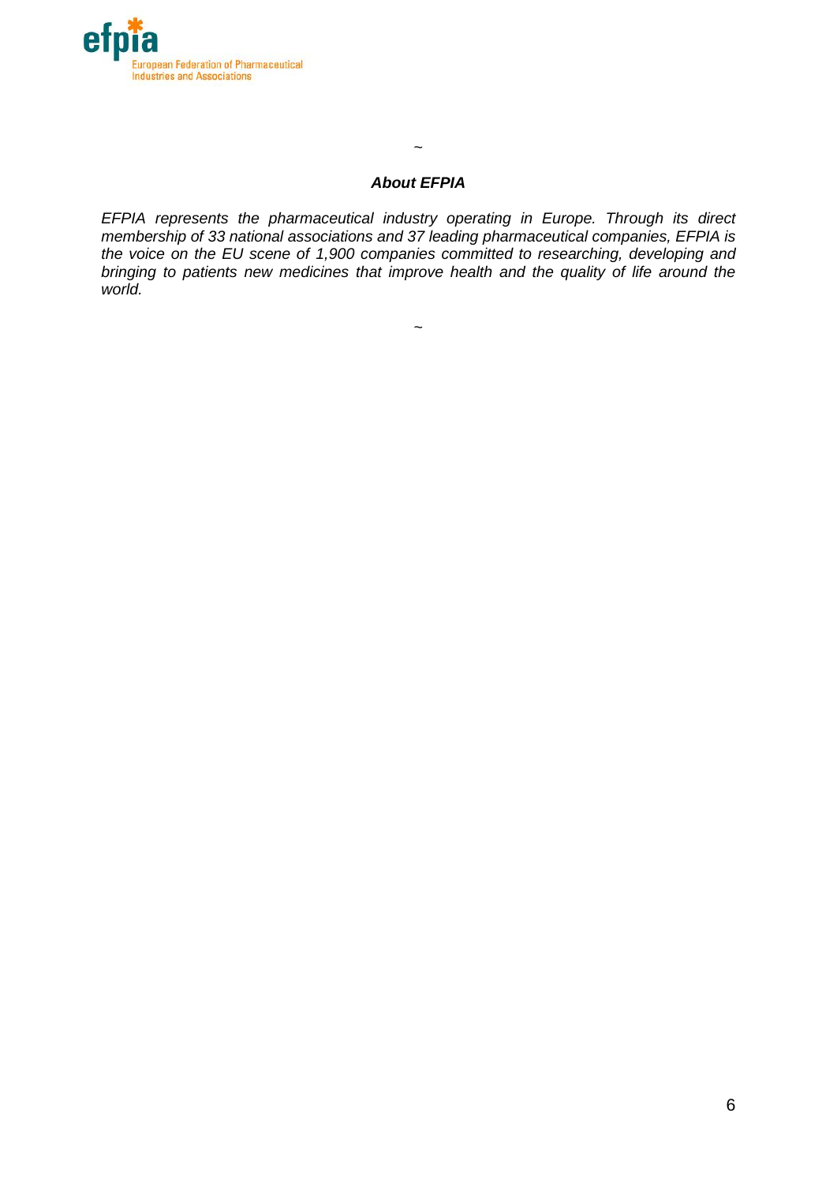~

***About EFPIA***

*EFPIA represents the pharmaceutical industry operating in Europe. Through its direct membership of 33 national associations and 37 leading pharmaceutical companies, EFPIA is the voice on the EU scene of 1,900 companies committed to researching, developing and bringing to patients new medicines that improve health and the quality of life around the world.*

~